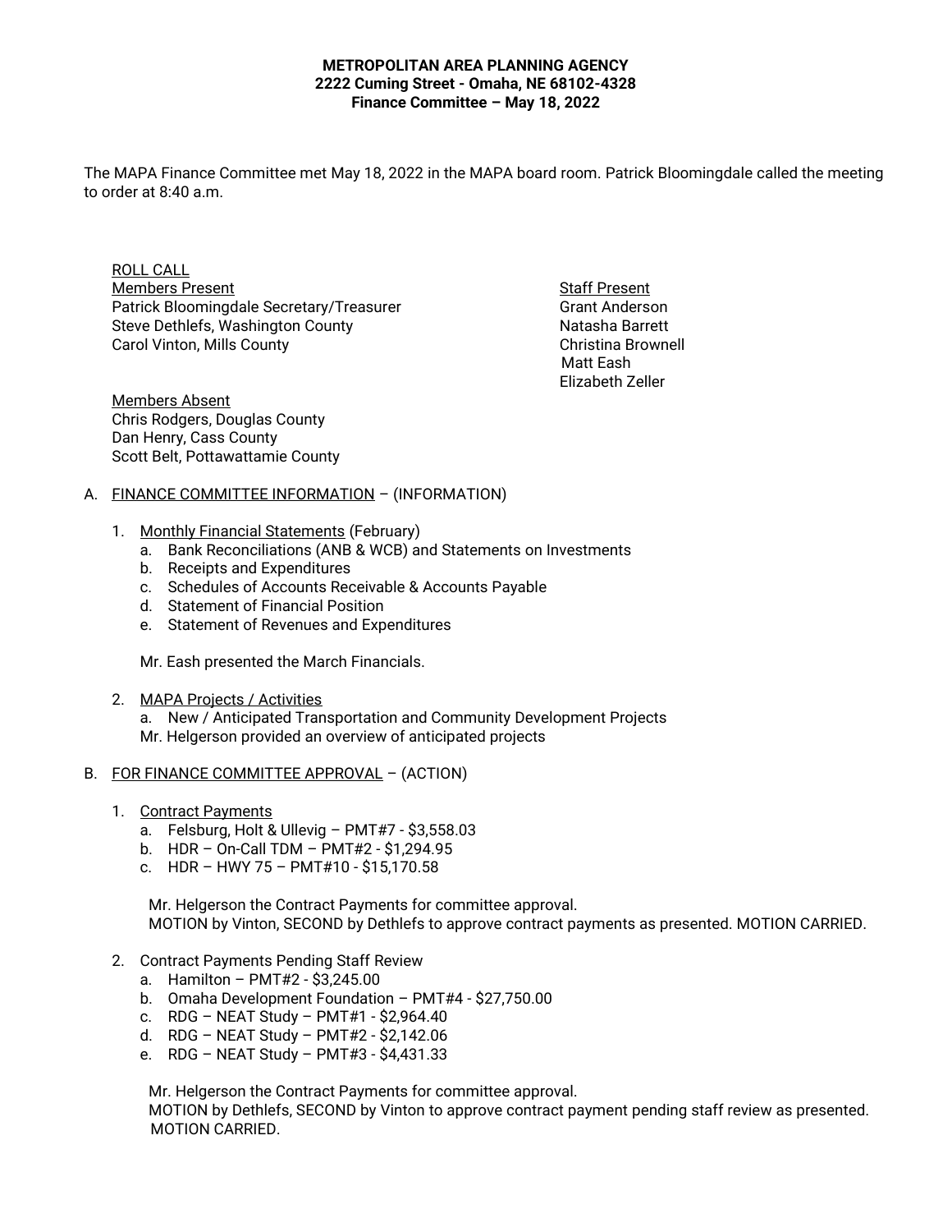**METROPOLITAN AREA PLANNING AGENCY**
**2222 Cuming Street - Omaha, NE 68102-4328**
**Finance Committee – May 18, 2022**

The MAPA Finance Committee met May 18, 2022 in the MAPA board room. Patrick Bloomingdale called the meeting to order at 8:40 a.m.

ROLL CALL

Members Present
Patrick Bloomingdale Secretary/Treasurer
Steve Dethlefs, Washington County
Carol Vinton, Mills County

Staff Present
Grant Anderson
Natasha Barrett
Christina Brownell
Matt Eash
Elizabeth Zeller

Members Absent
Chris Rodgers, Douglas County
Dan Henry, Cass County
Scott Belt, Pottawattamie County

A. FINANCE COMMITTEE INFORMATION – (INFORMATION)

1. Monthly Financial Statements (February)
   a. Bank Reconciliations (ANB & WCB) and Statements on Investments
   b. Receipts and Expenditures
   c. Schedules of Accounts Receivable & Accounts Payable
   d. Statement of Financial Position
   e. Statement of Revenues and Expenditures

   Mr. Eash presented the March Financials.

2. MAPA Projects / Activities
   a. New / Anticipated Transportation and Community Development Projects
   Mr. Helgerson provided an overview of anticipated projects

B. FOR FINANCE COMMITTEE APPROVAL – (ACTION)

1. Contract Payments
   a. Felsburg, Holt & Ullevig – PMT#7 - $3,558.03
   b. HDR – On-Call TDM – PMT#2 - $1,294.95
   c. HDR – HWY 75 – PMT#10 - $15,170.58

   Mr. Helgerson the Contract Payments for committee approval.
   MOTION by Vinton, SECOND by Dethlefs to approve contract payments as presented. MOTION CARRIED.

2. Contract Payments Pending Staff Review
   a. Hamilton – PMT#2 - $3,245.00
   b. Omaha Development Foundation – PMT#4 - $27,750.00
   c. RDG – NEAT Study – PMT#1 - $2,964.40
   d. RDG – NEAT Study – PMT#2 - $2,142.06
   e. RDG – NEAT Study – PMT#3 - $4,431.33

   Mr. Helgerson the Contract Payments for committee approval.
   MOTION by Dethlefs, SECOND by Vinton to approve contract payment pending staff review as presented. MOTION CARRIED.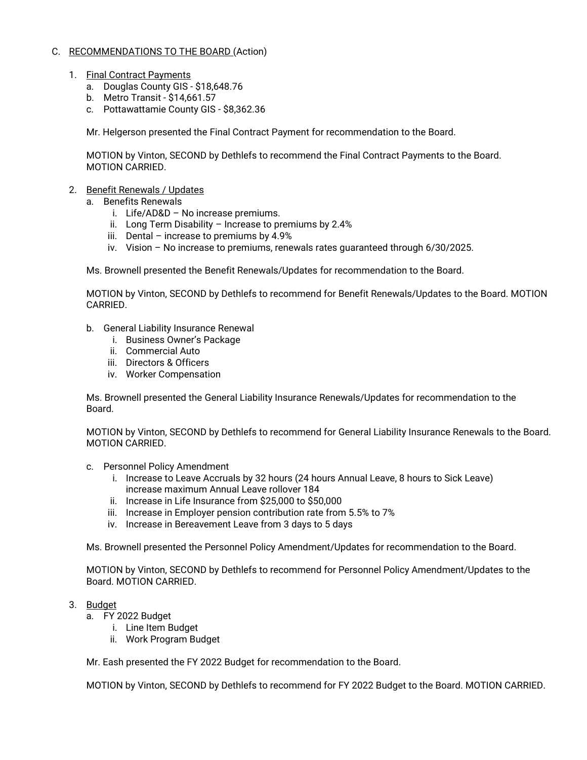C. <u>RECOMMENDATIONS TO THE BOARD</u> (Action)

1. <u>Final Contract Payments</u>
   a. Douglas County GIS - $18,648.76
   b. Metro Transit - $14,661.57
   c. Pottawattamie County GIS - $8,362.36

   Mr. Helgerson presented the Final Contract Payment for recommendation to the Board.

   MOTION by Vinton, SECOND by Dethlefs to recommend the Final Contract Payments to the Board. MOTION CARRIED.

2. <u>Benefit Renewals / Updates</u>
   a. Benefits Renewals
      i. Life/AD&D – No increase premiums.
      ii. Long Term Disability – Increase to premiums by 2.4%
      iii. Dental – increase to premiums by 4.9%
      iv. Vision – No increase to premiums, renewals rates guaranteed through 6/30/2025.

   Ms. Brownell presented the Benefit Renewals/Updates for recommendation to the Board.

   MOTION by Vinton, SECOND by Dethlefs to recommend for Benefit Renewals/Updates to the Board. MOTION CARRIED.

   b. General Liability Insurance Renewal
      i. Business Owner's Package
      ii. Commercial Auto
      iii. Directors & Officers
      iv. Worker Compensation

   Ms. Brownell presented the General Liability Insurance Renewals/Updates for recommendation to the Board.

   MOTION by Vinton, SECOND by Dethlefs to recommend for General Liability Insurance Renewals to the Board. MOTION CARRIED.

   c. Personnel Policy Amendment
      i. Increase to Leave Accruals by 32 hours (24 hours Annual Leave, 8 hours to Sick Leave) increase maximum Annual Leave rollover 184
      ii. Increase in Life Insurance from $25,000 to $50,000
      iii. Increase in Employer pension contribution rate from 5.5% to 7%
      iv. Increase in Bereavement Leave from 3 days to 5 days

   Ms. Brownell presented the Personnel Policy Amendment/Updates for recommendation to the Board.

   MOTION by Vinton, SECOND by Dethlefs to recommend for Personnel Policy Amendment/Updates to the Board. MOTION CARRIED.

3. <u>Budget</u>
   a. FY 2022 Budget
      i. Line Item Budget
      ii. Work Program Budget

   Mr. Eash presented the FY 2022 Budget for recommendation to the Board.

   MOTION by Vinton, SECOND by Dethlefs to recommend for FY 2022 Budget to the Board. MOTION CARRIED.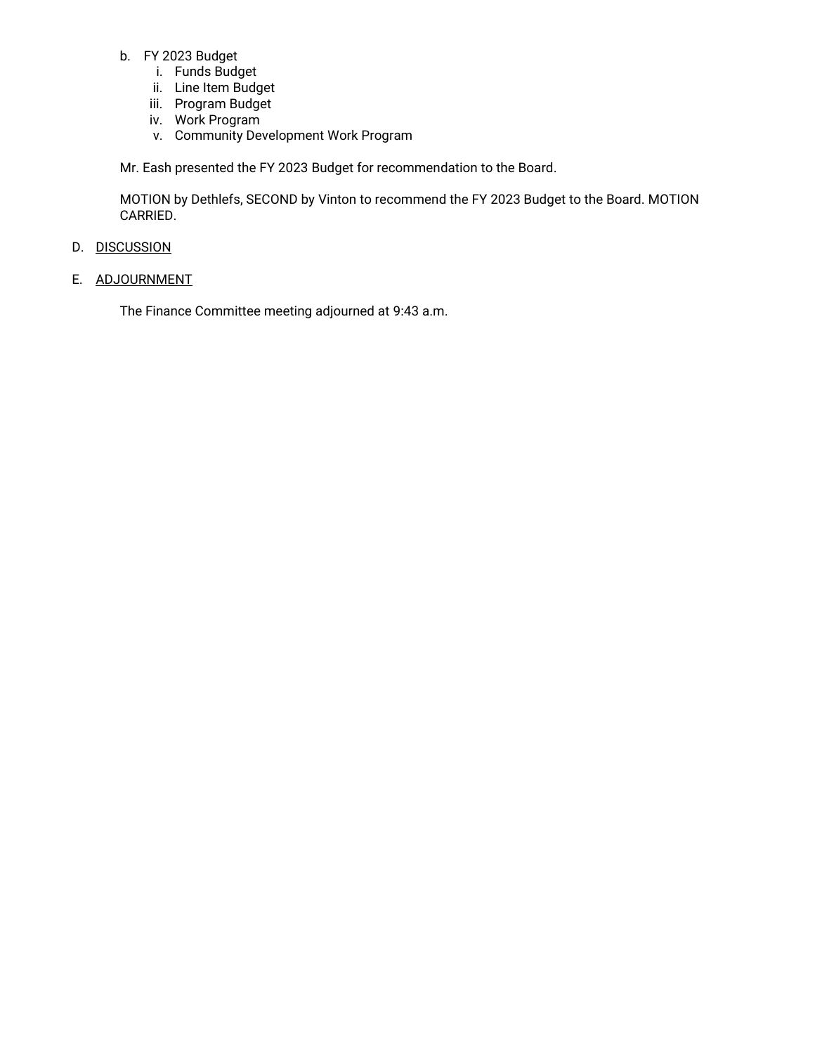b. FY 2023 Budget
   i. Funds Budget
   ii. Line Item Budget
   iii. Program Budget
   iv. Work Program
   v. Community Development Work Program

Mr. Eash presented the FY 2023 Budget for recommendation to the Board.

MOTION by Dethlefs, SECOND by Vinton to recommend the FY 2023 Budget to the Board. MOTION CARRIED.

D. <u>DISCUSSION</u>

E. <u>ADJOURNMENT</u>

The Finance Committee meeting adjourned at 9:43 a.m.